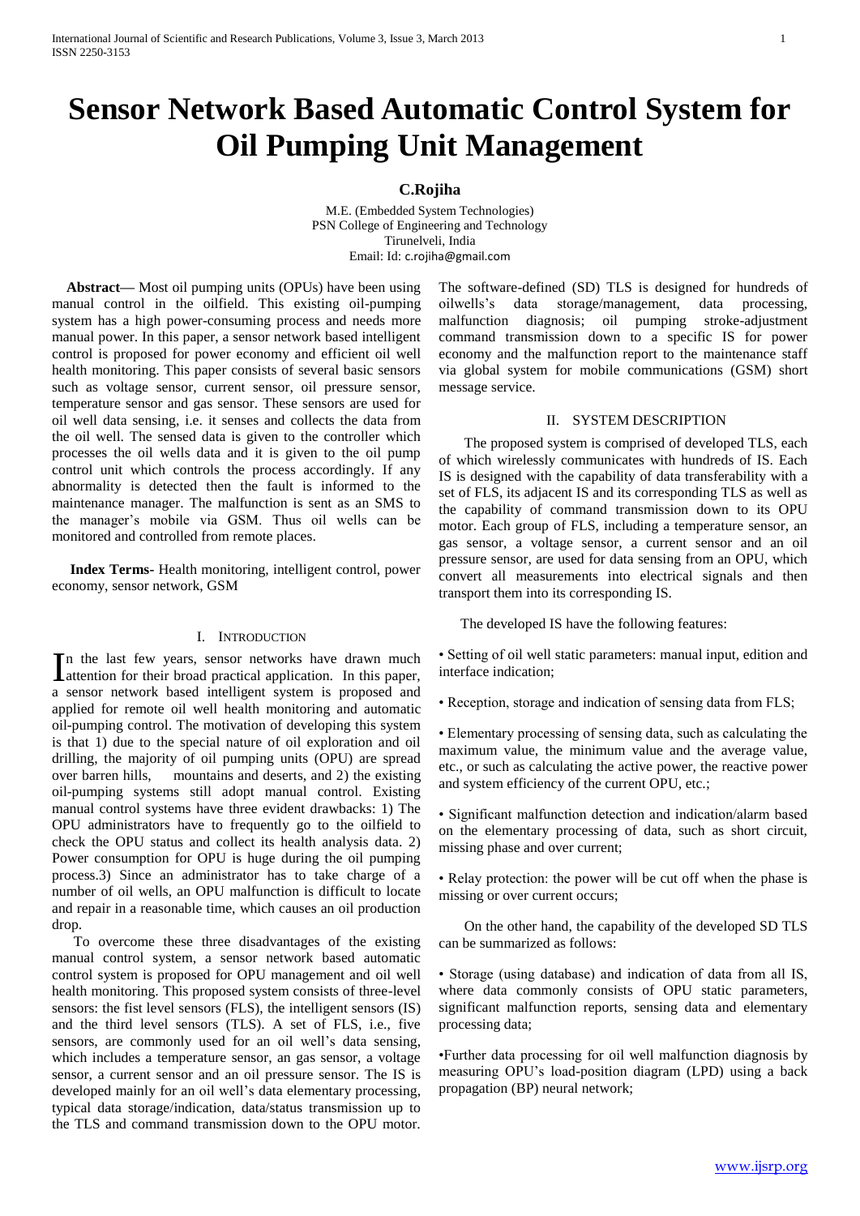# Sensor Network Based Automatic Control System for Oil Pumping Unit Management

**C.Rojiha**

M.E. (Embedded System Technologies)
PSN College of Engineering and Technology
Tirunelveli, India
Email: Id: c.rojiha@gmail.com

**Abstract—** Most oil pumping units (OPUs) have been using manual control in the oilfield. This existing oil-pumping system has a high power-consuming process and needs more manual power. In this paper, a sensor network based intelligent control is proposed for power economy and efficient oil well health monitoring. This paper consists of several basic sensors such as voltage sensor, current sensor, oil pressure sensor, temperature sensor and gas sensor. These sensors are used for oil well data sensing, i.e. it senses and collects the data from the oil well. The sensed data is given to the controller which processes the oil wells data and it is given to the oil pump control unit which controls the process accordingly. If any abnormality is detected then the fault is informed to the maintenance manager. The malfunction is sent as an SMS to the manager's mobile via GSM. Thus oil wells can be monitored and controlled from remote places.

**Index Terms-** Health monitoring, intelligent control, power economy, sensor network, GSM

## I. Introduction

In the last few years, sensor networks have drawn much attention for their broad practical application. In this paper, a sensor network based intelligent system is proposed and applied for remote oil well health monitoring and automatic oil-pumping control. The motivation of developing this system is that 1) due to the special nature of oil exploration and oil drilling, the majority of oil pumping units (OPU) are spread over barren hills, mountains and deserts, and 2) the existing oil-pumping systems still adopt manual control. Existing manual control systems have three evident drawbacks: 1) The OPU administrators have to frequently go to the oilfield to check the OPU status and collect its health analysis data. 2) Power consumption for OPU is huge during the oil pumping process.3) Since an administrator has to take charge of a number of oil wells, an OPU malfunction is difficult to locate and repair in a reasonable time, which causes an oil production drop.

To overcome these three disadvantages of the existing manual control system, a sensor network based automatic control system is proposed for OPU management and oil well health monitoring. This proposed system consists of three-level sensors: the fist level sensors (FLS), the intelligent sensors (IS) and the third level sensors (TLS). A set of FLS, i.e., five sensors, are commonly used for an oil well's data sensing, which includes a temperature sensor, an gas sensor, a voltage sensor, a current sensor and an oil pressure sensor. The IS is developed mainly for an oil well's data elementary processing, typical data storage/indication, data/status transmission up to the TLS and command transmission down to the OPU motor. The software-defined (SD) TLS is designed for hundreds of oilwells's data storage/management, data processing, malfunction diagnosis; oil pumping stroke-adjustment command transmission down to a specific IS for power economy and the malfunction report to the maintenance staff via global system for mobile communications (GSM) short message service.

## II. System Description

The proposed system is comprised of developed TLS, each of which wirelessly communicates with hundreds of IS. Each IS is designed with the capability of data transferability with a set of FLS, its adjacent IS and its corresponding TLS as well as the capability of command transmission down to its OPU motor. Each group of FLS, including a temperature sensor, an gas sensor, a voltage sensor, a current sensor and an oil pressure sensor, are used for data sensing from an OPU, which convert all measurements into electrical signals and then transport them into its corresponding IS.

The developed IS have the following features:

- Setting of oil well static parameters: manual input, edition and interface indication;
- Reception, storage and indication of sensing data from FLS;
- Elementary processing of sensing data, such as calculating the maximum value, the minimum value and the average value, etc., or such as calculating the active power, the reactive power and system efficiency of the current OPU, etc.;
- Significant malfunction detection and indication/alarm based on the elementary processing of data, such as short circuit, missing phase and over current;
- Relay protection: the power will be cut off when the phase is missing or over current occurs;

On the other hand, the capability of the developed SD TLS can be summarized as follows:

- Storage (using database) and indication of data from all IS, where data commonly consists of OPU static parameters, significant malfunction reports, sensing data and elementary processing data;
- Further data processing for oil well malfunction diagnosis by measuring OPU's load-position diagram (LPD) using a back propagation (BP) neural network;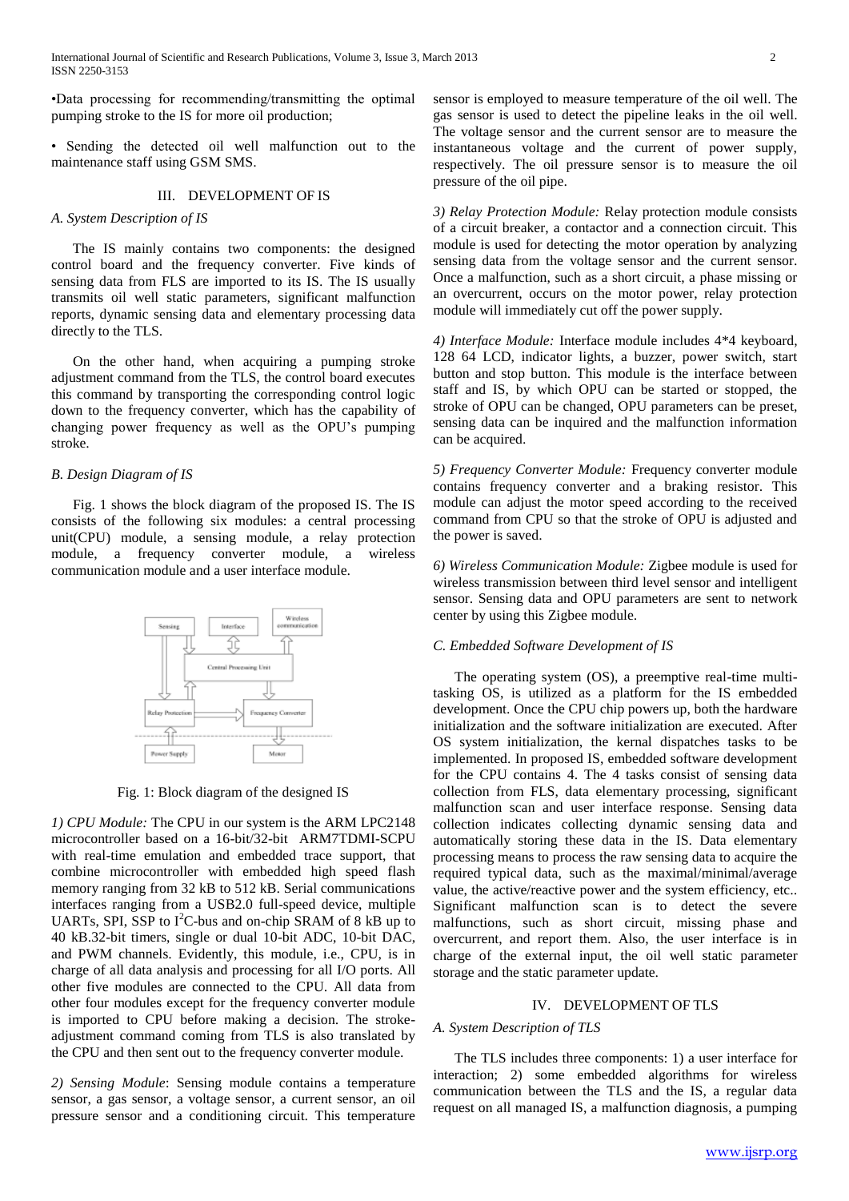•Data processing for recommending/transmitting the optimal pumping stroke to the IS for more oil production;

• Sending the detected oil well malfunction out to the maintenance staff using GSM SMS.

## III. DEVELOPMENT OF IS

### *A. System Description of IS*

The IS mainly contains two components: the designed control board and the frequency converter. Five kinds of sensing data from FLS are imported to its IS. The IS usually transmits oil well static parameters, significant malfunction reports, dynamic sensing data and elementary processing data directly to the TLS.

On the other hand, when acquiring a pumping stroke adjustment command from the TLS, the control board executes this command by transporting the corresponding control logic down to the frequency converter, which has the capability of changing power frequency as well as the OPU's pumping stroke.

### *B. Design Diagram of IS*

Fig. 1 shows the block diagram of the proposed IS. The IS consists of the following six modules: a central processing unit(CPU) module, a sensing module, a relay protection module, a frequency converter module, a wireless communication module and a user interface module.

Fig. 1: Block diagram of the designed IS

*1) CPU Module:* The CPU in our system is the ARM LPC2148 microcontroller based on a 16-bit/32-bit ARM7TDMI-SCPU with real-time emulation and embedded trace support, that combine microcontroller with embedded high speed flash memory ranging from 32 kB to 512 kB. Serial communications interfaces ranging from a USB2.0 full-speed device, multiple UARTs, SPI, SSP to $I^2$C-bus and on-chip SRAM of 8 kB up to 40 kB.32-bit timers, single or dual 10-bit ADC, 10-bit DAC, and PWM channels. Evidently, this module, i.e., CPU, is in charge of all data analysis and processing for all I/O ports. All other five modules are connected to the CPU. All data from other four modules except for the frequency converter module is imported to CPU before making a decision. The stroke-adjustment command coming from TLS is also translated by the CPU and then sent out to the frequency converter module.

*2) Sensing Module*: Sensing module contains a temperature sensor, a gas sensor, a voltage sensor, a current sensor, an oil pressure sensor and a conditioning circuit. This temperature sensor is employed to measure temperature of the oil well. The gas sensor is used to detect the pipeline leaks in the oil well. The voltage sensor and the current sensor are to measure the instantaneous voltage and the current of power supply, respectively. The oil pressure sensor is to measure the oil pressure of the oil pipe.

*3) Relay Protection Module:* Relay protection module consists of a circuit breaker, a contactor and a connection circuit. This module is used for detecting the motor operation by analyzing sensing data from the voltage sensor and the current sensor. Once a malfunction, such as a short circuit, a phase missing or an overcurrent, occurs on the motor power, relay protection module will immediately cut off the power supply.

*4) Interface Module:* Interface module includes 4*4 keyboard, 128 64 LCD, indicator lights, a buzzer, power switch, start button and stop button. This module is the interface between staff and IS, by which OPU can be started or stopped, the stroke of OPU can be changed, OPU parameters can be preset, sensing data can be inquired and the malfunction information can be acquired.

*5) Frequency Converter Module:* Frequency converter module contains frequency converter and a braking resistor. This module can adjust the motor speed according to the received command from CPU so that the stroke of OPU is adjusted and the power is saved.

*6) Wireless Communication Module:* Zigbee module is used for wireless transmission between third level sensor and intelligent sensor. Sensing data and OPU parameters are sent to network center by using this Zigbee module.

### *C. Embedded Software Development of IS*

The operating system (OS), a preemptive real-time multi-tasking OS, is utilized as a platform for the IS embedded development. Once the CPU chip powers up, both the hardware initialization and the software initialization are executed. After OS system initialization, the kernal dispatches tasks to be implemented. In proposed IS, embedded software development for the CPU contains 4. The 4 tasks consist of sensing data collection from FLS, data elementary processing, significant malfunction scan and user interface response. Sensing data collection indicates collecting dynamic sensing data and automatically storing these data in the IS. Data elementary processing means to process the raw sensing data to acquire the required typical data, such as the maximal/minimal/average value, the active/reactive power and the system efficiency, etc.. Significant malfunction scan is to detect the severe malfunctions, such as short circuit, missing phase and overcurrent, and report them. Also, the user interface is in charge of the external input, the oil well static parameter storage and the static parameter update.

## IV. DEVELOPMENT OF TLS

### *A. System Description of TLS*

The TLS includes three components: 1) a user interface for interaction; 2) some embedded algorithms for wireless communication between the TLS and the IS, a regular data request on all managed IS, a malfunction diagnosis, a pumping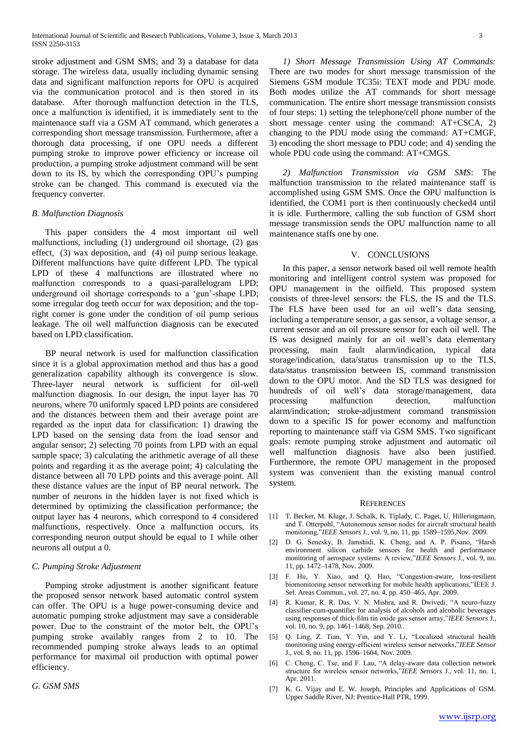stroke adjustment and GSM SMS; and 3) a database for data storage. The wireless data, usually including dynamic sensing data and significant malfunction reports for OPU is acquired via the communication protocol and is then stored in its database. After thorough malfunction detection in the TLS, once a malfunction is identified, it is immediately sent to the maintenance staff via a GSM AT command, which generates a corresponding short message transmission. Furthermore, after a thorough data processing, if one OPU needs a different pumping stroke to improve power efficiency or increase oil production, a pumping stroke adjustment command will be sent down to its IS, by which the corresponding OPU's pumping stroke can be changed. This command is executed via the frequency converter.

### *B. Malfunction Diagnosis*

This paper considers the 4 most important oil well malfunctions, including (1) underground oil shortage, (2) gas effect, (3) wax deposition, and (4) oil pump serious leakage. Different malfunctions have quite different LPD. The typical LPD of these 4 malfunctions are illustrated where no malfunction corresponds to a quasi-parallelogram LPD; underground oil shortage corresponds to a 'gun'-shape LPD; some irregular dog teeth occur for wax deposition; and the top-right corner is gone under the condition of oil pump serious leakage. The oil well malfunction diagnosis can be executed based on LPD classification.

BP neural network is used for malfunction classification since it is a global approximation method and thus has a good generalization capability although its convergence is slow. Three-layer neural network is sufficient for oil-well malfunction diagnosis. In our design, the input layer has 70 neurons, where 70 uniformly spaced LPD points are considered and the distances between them and their average point are regarded as the input data for classification: 1) drawing the LPD based on the sensing data from the load sensor and angular sensor; 2) selecting 70 points from LPD with an equal sample space; 3) calculating the arithmetic average of all these points and regarding it as the average point; 4) calculating the distance between all 70 LPD points and this average point. All these distance values are the input of BP neural network. The number of neurons in the hidden layer is not fixed which is determined by optimizing the classification performance; the output layer has 4 neurons, which correspond to 4 considered malfunctions, respectively. Once a malfunction occurs, its corresponding neuron output should be equal to 1 while other neurons all output a 0.

### *C. Pumping Stroke Adjustment*

Pumping stroke adjustment is another significant feature the proposed sensor network based automatic control system can offer. The OPU is a huge power-consuming device and automatic pumping stroke adjustment may save a considerable power. Due to the constraint of the motor belt, the OPU's pumping stroke availably ranges from 2 to 10. The recommended pumping stroke always leads to an optimal performance for maximal oil production with optimal power efficiency.

### *G. GSM SMS*

*1) Short Message Transmission Using AT Commands:* There are two modes for short message transmission of the Siemens GSM module TC35i: TEXT mode and PDU mode. Both modes utilize the AT commands for short message communication. The entire short message transmission consists of four steps: 1) setting the telephone/cell phone number of the short message center using the command: AT+CSCA, 2) changing to the PDU mode using the command: AT+CMGF, 3) encoding the short message to PDU code; and 4) sending the whole PDU code using the command: AT+CMGS.

*2) Malfunction Transmission via GSM SMS*: The malfunction transmission to the related maintenance staff is accomplished using GSM SMS. Once the OPU malfunction is identified, the COM1 port is then continuously checked4 until it is idle. Furthermore, calling the sub function of GSM short message transmission sends the OPU malfunction name to all maintenance staffs one by one.

## V. CONCLUSIONS

In this paper, a sensor network based oil well remote health monitoring and intelligent control system was proposed for OPU management in the oilfield. This proposed system consists of three-level sensors: the FLS, the IS and the TLS. The FLS have been used for an oil well's data sensing, including a temperature sensor, a gas sensor, a voltage sensor, a current sensor and an oil pressure sensor for each oil well. The IS was designed mainly for an oil well's data elementary processing, main fault alarm/indication, typical data storage/indication, data/status transmission up to the TLS, data/status transmission between IS, command transmission down to the OPU motor. And the SD TLS was designed for hundreds of oil well's data storage/management, data processing malfunction detection, malfunction alarm/indication; stroke-adjustment command transmission down to a specific IS for power economy and malfunction reporting to maintenance staff via GSM SMS. Two significant goals: remote pumping stroke adjustment and automatic oil well malfunction diagnosis have also been justified. Furthermore, the remote OPU management in the proposed system was convenient than the existing manual control system.

## REFERENCES

[1] T. Becker, M. Kluge, J. Schalk, K. Tiplady, C. Paget, U. Hilleringmann, and T. Otterpohl, "Autonomous sensor nodes for aircraft structural health monitoring,"*IEEE Sensors* J., vol. 9, no. 11, pp. 1589–1595,Nov. 2009.

[2] D. G. Senesky, B. Jamshidi, K. Cheng, and A. P. Pisano, "Harsh environment silicon carbide sensors for health and performance monitoring of aerospace systems: A review,"*IEEE Sensors* J., vol. 9, no. 11, pp. 1472–1478, Nov. 2009.

[3] F. Hu, Y. Xiao, and Q. Hao, "Congestion-aware, loss-resilient biomonitoring sensor networking for mobile health applications,"IEEE J. Sel. Areas Commun., vol. 27, no. 4, pp. 450–465, Apr. 2009.

[4] R. Kumar, R. R. Das, V. N. Mishra, and R. Dwivedi, "A neuro-fuzzy classifier-cum-quantifier for analysis of alcohols and alcoholic beverages using responses of thick-film tin oxide gas sensor array,"*IEEE Sensors* J., vol. 10, no. 9, pp. 1461–1468, Sep. 2010..

[5] Q. Ling, Z. Tian, Y. Yin, and Y. Li, "Localized structural health monitoring using energy-efficient wireless sensor networks,"*IEEE Sensor* J., vol. 9, no. 11, pp. 1596–1604, Nov. 2009.

[6] C. Cheng, C. Tse, and F. Lau, "A delay-aware data collection network structure for wireless sensor networks,"*IEEE Sensors* J., vol. 11, no. 1, Apr. 2011.

[7] K. G. Vijay and E. W. Joseph, Principles and Applications of GSM. Upper Saddle River, NJ: Prentice-Hall PTR, 1999.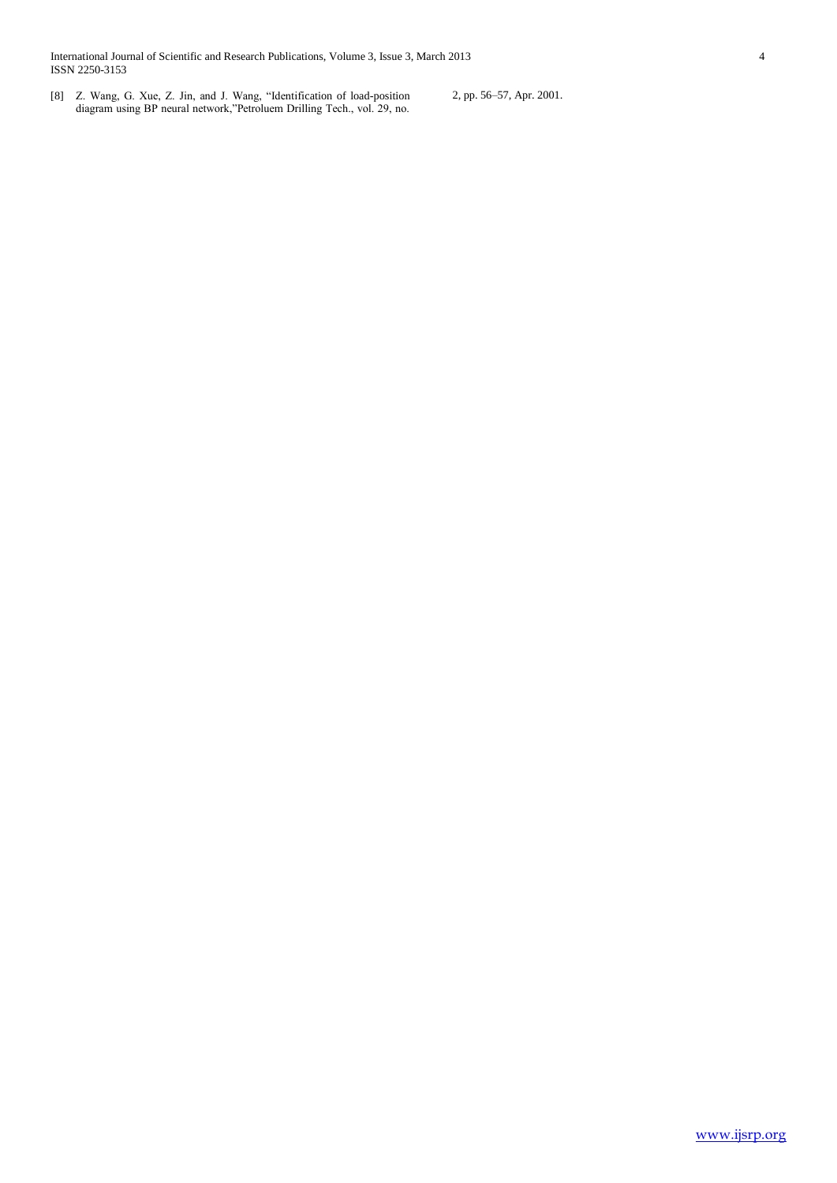[8] Z. Wang, G. Xue, Z. Jin, and J. Wang, "Identification of load-position diagram using BP neural network,"Petroluem Drilling Tech., vol. 29, no. 2, pp. 56–57, Apr. 2001.